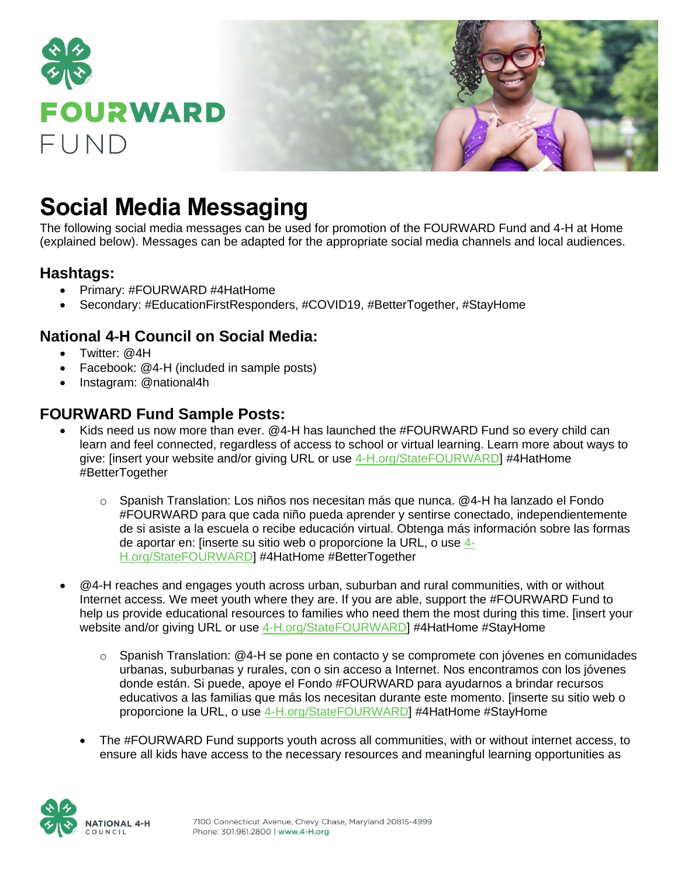# FOURWARD FUND

# Social Media Messaging

The following social media messages can be used for promotion of the FOURWARD Fund and 4-H at Home (explained below). Messages can be adapted for the appropriate social media channels and local audiences.

## Hashtags:

- Primary: #FOURWARD #4HatHome
- Secondary: #EducationFirstResponders, #COVID19, #BetterTogether, #StayHome

## National 4-H Council on Social Media:

- Twitter: @4H
- Facebook: @4-H (included in sample posts)
- Instagram: @national4h

## FOURWARD Fund Sample Posts:

- Kids need us now more than ever. @4-H has launched the #FOURWARD Fund so every child can learn and feel connected, regardless of access to school or virtual learning. Learn more about ways to give: [insert your website and/or giving URL or use 4-H.org/StateFOURWARD] #4HatHome #BetterTogether
  - Spanish Translation: Los niños nos necesitan más que nunca. @4-H ha lanzado el Fondo #FOURWARD para que cada niño pueda aprender y sentirse conectado, independientemente de si asiste a la escuela o recibe educación virtual. Obtenga más información sobre las formas de aportar en: [inserte su sitio web o proporcione la URL, o use 4-H.org/StateFOURWARD] #4HatHome #BetterTogether
- @4-H reaches and engages youth across urban, suburban and rural communities, with or without Internet access. We meet youth where they are. If you are able, support the #FOURWARD Fund to help us provide educational resources to families who need them the most during this time. [insert your website and/or giving URL or use 4-H.org/StateFOURWARD] #4HatHome #StayHome
  - Spanish Translation: @4-H se pone en contacto y se compromete con jóvenes en comunidades urbanas, suburbanas y rurales, con o sin acceso a Internet. Nos encontramos con los jóvenes donde están. Si puede, apoye el Fondo #FOURWARD para ayudarnos a brindar recursos educativos a las familias que más los necesitan durante este momento. [inserte su sitio web o proporcione la URL, o use 4-H.org/StateFOURWARD] #4HatHome #StayHome
- The #FOURWARD Fund supports youth across all communities, with or without internet access, to ensure all kids have access to the necessary resources and meaningful learning opportunities as

NATIONAL 4-H COUNCIL

7100 Connecticut Avenue, Chevy Chase, Maryland 20815-4999
Phone: 301.961.2800 | www.4-H.org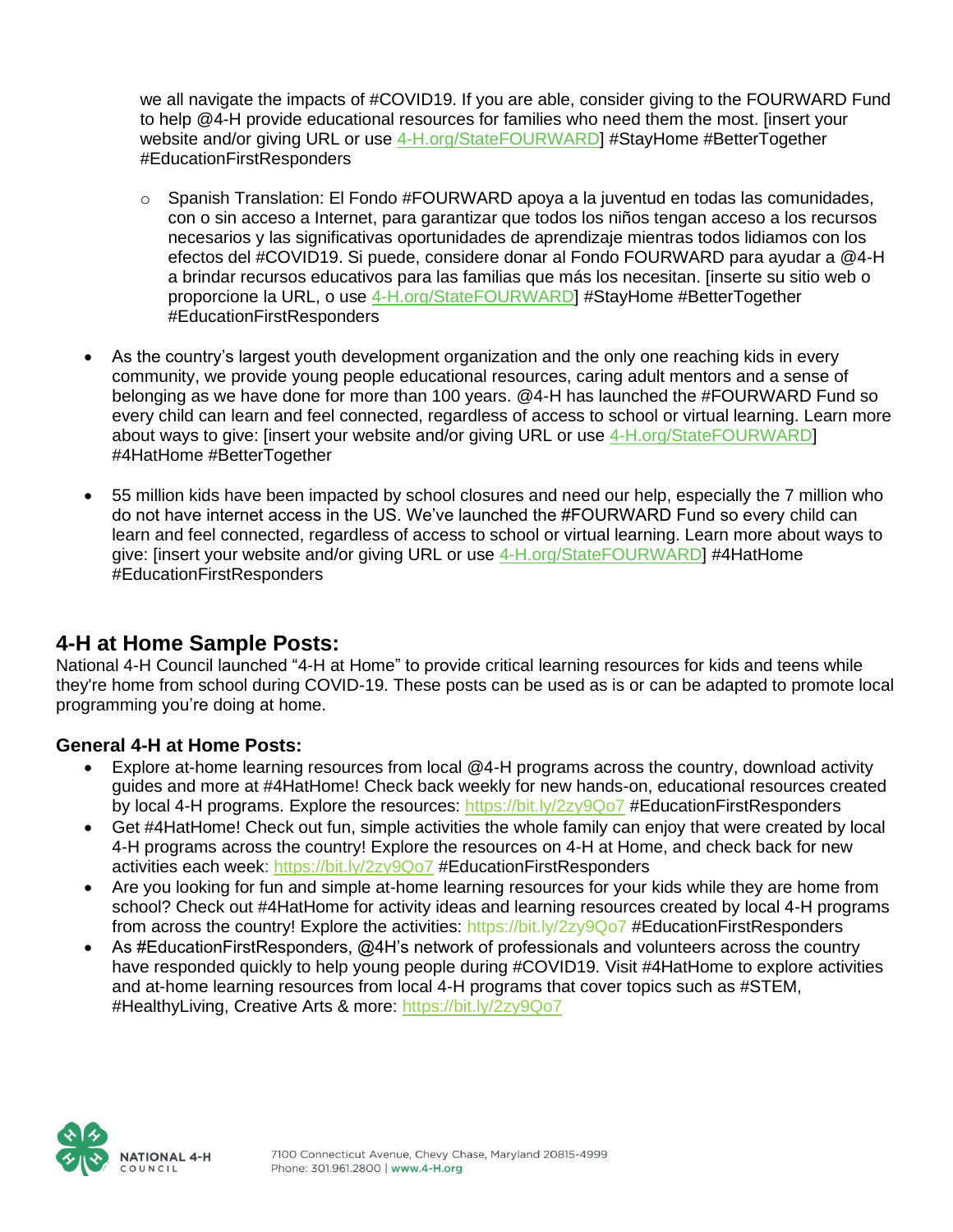we all navigate the impacts of #COVID19. If you are able, consider giving to the FOURWARD Fund to help @4-H provide educational resources for families who need them the most. [insert your website and/or giving URL or use 4-H.org/StateFOURWARD] #StayHome #BetterTogether #EducationFirstResponders

- Spanish Translation: El Fondo #FOURWARD apoya a la juventud en todas las comunidades, con o sin acceso a Internet, para garantizar que todos los niños tengan acceso a los recursos necesarios y las significativas oportunidades de aprendizaje mientras todos lidiamos con los efectos del #COVID19. Si puede, considere donar al Fondo FOURWARD para ayudar a @4-H a brindar recursos educativos para las familias que más los necesitan. [inserte su sitio web o proporcione la URL, o use 4-H.org/StateFOURWARD] #StayHome #BetterTogether #EducationFirstResponders

- As the country's largest youth development organization and the only one reaching kids in every community, we provide young people educational resources, caring adult mentors and a sense of belonging as we have done for more than 100 years. @4-H has launched the #FOURWARD Fund so every child can learn and feel connected, regardless of access to school or virtual learning. Learn more about ways to give: [insert your website and/or giving URL or use 4-H.org/StateFOURWARD] #4HatHome #BetterTogether

- 55 million kids have been impacted by school closures and need our help, especially the 7 million who do not have internet access in the US. We've launched the #FOURWARD Fund so every child can learn and feel connected, regardless of access to school or virtual learning. Learn more about ways to give: [insert your website and/or giving URL or use 4-H.org/StateFOURWARD] #4HatHome #EducationFirstResponders

## 4-H at Home Sample Posts:

National 4-H Council launched "4-H at Home" to provide critical learning resources for kids and teens while they're home from school during COVID-19. These posts can be used as is or can be adapted to promote local programming you're doing at home.

### General 4-H at Home Posts:

- Explore at-home learning resources from local @4-H programs across the country, download activity guides and more at #4HatHome! Check back weekly for new hands-on, educational resources created by local 4-H programs. Explore the resources: https://bit.ly/2zy9Qo7 #EducationFirstResponders
- Get #4HatHome! Check out fun, simple activities the whole family can enjoy that were created by local 4-H programs across the country! Explore the resources on 4-H at Home, and check back for new activities each week: https://bit.ly/2zy9Qo7 #EducationFirstResponders
- Are you looking for fun and simple at-home learning resources for your kids while they are home from school? Check out #4HatHome for activity ideas and learning resources created by local 4-H programs from across the country! Explore the activities: https://bit.ly/2zy9Qo7 #EducationFirstResponders
- As #EducationFirstResponders, @4H's network of professionals and volunteers across the country have responded quickly to help young people during #COVID19. Visit #4HatHome to explore activities and at-home learning resources from local 4-H programs that cover topics such as #STEM, #HealthyLiving, Creative Arts & more: https://bit.ly/2zy9Qo7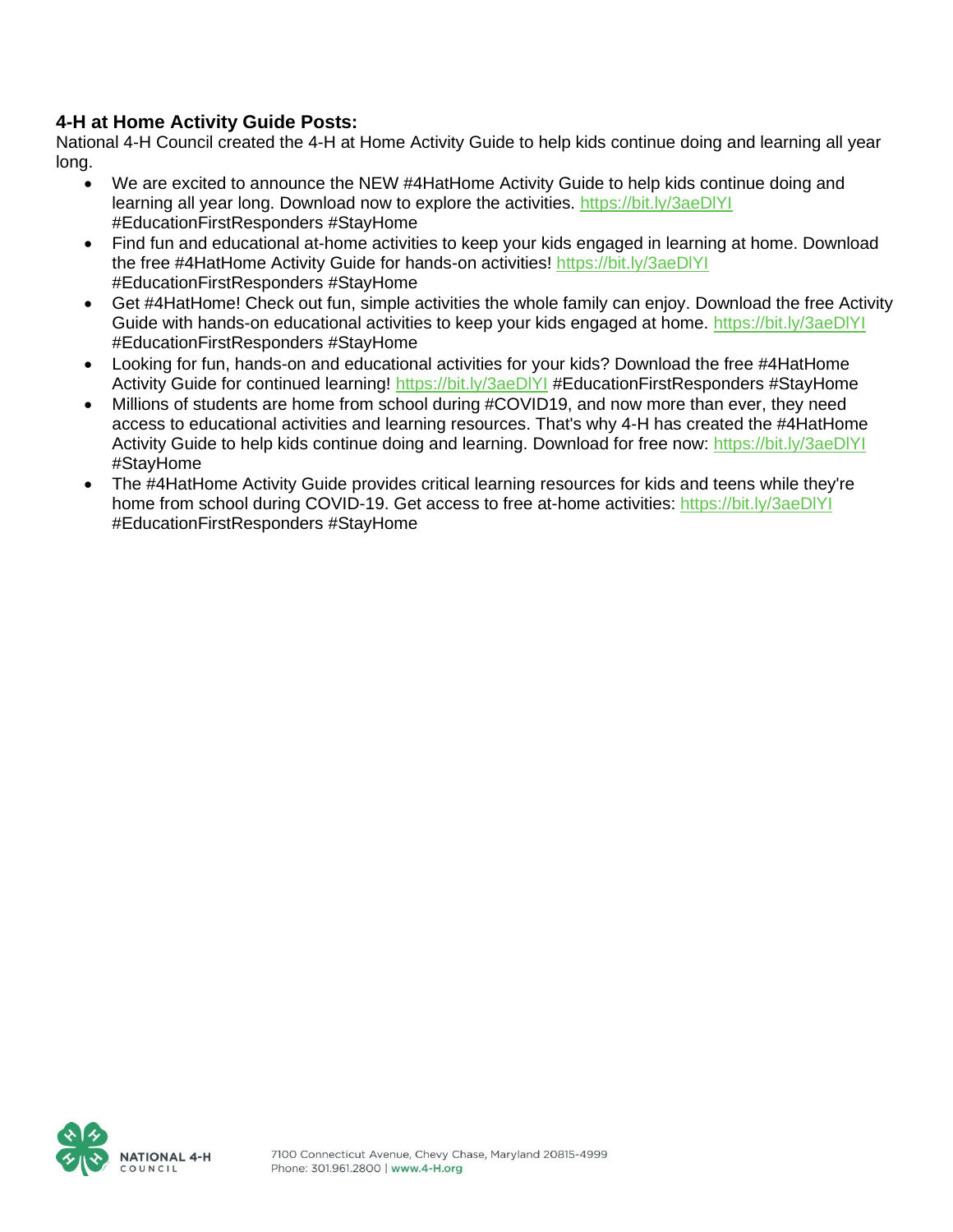**4-H at Home Activity Guide Posts:**

National 4-H Council created the 4-H at Home Activity Guide to help kids continue doing and learning all year long.

- We are excited to announce the NEW #4HatHome Activity Guide to help kids continue doing and learning all year long. Download now to explore the activities. https://bit.ly/3aeDlYI #EducationFirstResponders #StayHome
- Find fun and educational at-home activities to keep your kids engaged in learning at home. Download the free #4HatHome Activity Guide for hands-on activities! https://bit.ly/3aeDlYI #EducationFirstResponders #StayHome
- Get #4HatHome! Check out fun, simple activities the whole family can enjoy. Download the free Activity Guide with hands-on educational activities to keep your kids engaged at home. https://bit.ly/3aeDlYI #EducationFirstResponders #StayHome
- Looking for fun, hands-on and educational activities for your kids? Download the free #4HatHome Activity Guide for continued learning! https://bit.ly/3aeDlYI #EducationFirstResponders #StayHome
- Millions of students are home from school during #COVID19, and now more than ever, they need access to educational activities and learning resources. That's why 4-H has created the #4HatHome Activity Guide to help kids continue doing and learning. Download for free now: https://bit.ly/3aeDlYI #StayHome
- The #4HatHome Activity Guide provides critical learning resources for kids and teens while they're home from school during COVID-19. Get access to free at-home activities: https://bit.ly/3aeDlYI #EducationFirstResponders #StayHome